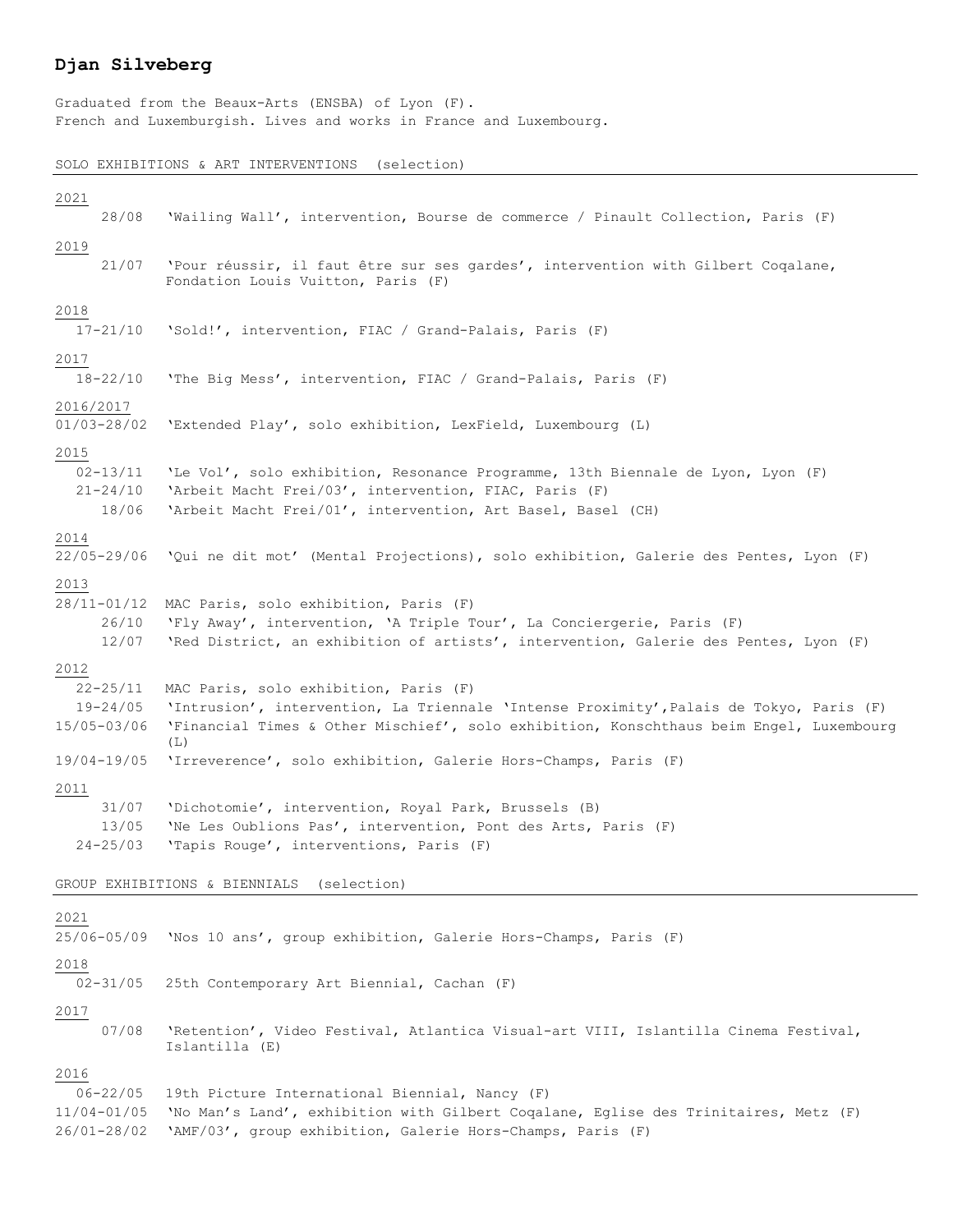# Djan Silveberg

Graduated from the Beaux-Arts (ENSBA) of Lyon (F).
French and Luxemburgish. Lives and works in France and Luxembourg.

## SOLO EXHIBITIONS & ART INTERVENTIONS (selection)

**2021**

28/08 'Wailing Wall', intervention, Bourse de commerce / Pinault Collection, Paris (F)

**2019**

21/07 'Pour réussir, il faut être sur ses gardes', intervention with Gilbert Coqalane, Fondation Louis Vuitton, Paris (F)

**2018**

17-21/10 'Sold!', intervention, FIAC / Grand-Palais, Paris (F)

**2017**

18-22/10 'The Big Mess', intervention, FIAC / Grand-Palais, Paris (F)

**2016/2017**

01/03-28/02 'Extended Play', solo exhibition, LexField, Luxembourg (L)

**2015**

02-13/11 'Le Vol', solo exhibition, Resonance Programme, 13th Biennale de Lyon, Lyon (F)
21-24/10 'Arbeit Macht Frei/03', intervention, FIAC, Paris (F)
18/06 'Arbeit Macht Frei/01', intervention, Art Basel, Basel (CH)

**2014**

22/05-29/06 'Qui ne dit mot' (Mental Projections), solo exhibition, Galerie des Pentes, Lyon (F)

**2013**

28/11-01/12 MAC Paris, solo exhibition, Paris (F)
26/10 'Fly Away', intervention, 'A Triple Tour', La Conciergerie, Paris (F)
12/07 'Red District, an exhibition of artists', intervention, Galerie des Pentes, Lyon (F)

**2012**

22-25/11 MAC Paris, solo exhibition, Paris (F)
19-24/05 'Intrusion', intervention, La Triennale 'Intense Proximity',Palais de Tokyo, Paris (F)
15/05-03/06 'Financial Times & Other Mischief', solo exhibition, Konschthaus beim Engel, Luxembourg (L)
19/04-19/05 'Irreverence', solo exhibition, Galerie Hors-Champs, Paris (F)

**2011**

31/07 'Dichotomie', intervention, Royal Park, Brussels (B)
13/05 'Ne Les Oublions Pas', intervention, Pont des Arts, Paris (F)
24-25/03 'Tapis Rouge', interventions, Paris (F)

## GROUP EXHIBITIONS & BIENNIALS (selection)

**2021**

25/06-05/09 'Nos 10 ans', group exhibition, Galerie Hors-Champs, Paris (F)

**2018**

02-31/05 25th Contemporary Art Biennial, Cachan (F)

**2017**

07/08 'Retention', Video Festival, Atlantica Visual-art VIII, Islantilla Cinema Festival, Islantilla (E)

**2016**

06-22/05 19th Picture International Biennial, Nancy (F)
11/04-01/05 'No Man's Land', exhibition with Gilbert Coqalane, Eglise des Trinitaires, Metz (F)
26/01-28/02 'AMF/03', group exhibition, Galerie Hors-Champs, Paris (F)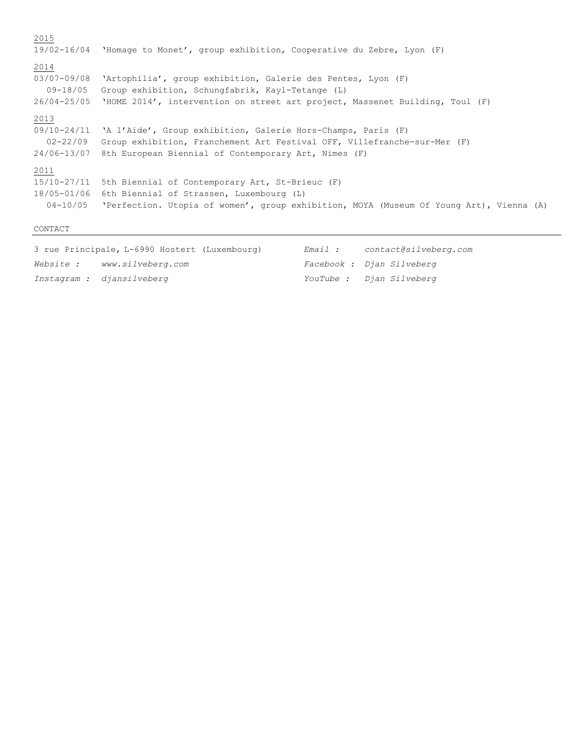<u>2015</u>

| | |
|---|---|
| 19/02-16/04 | 'Homage to Monet', group exhibition, Cooperative du Zebre, Lyon (F) |

<u>2014</u>

| | |
|---|---|
| 03/07-09/08 | 'Artophilia', group exhibition, Galerie des Pentes, Lyon (F) |
| 09-18/05 | Group exhibition, Schungfabrik, Kayl-Tetange (L) |
| 26/04-25/05 | 'HOME 2014', intervention on street art project, Massenet Building, Toul (F) |

<u>2013</u>

| | |
|---|---|
| 09/10-24/11 | 'A l'Aide', Group exhibition, Galerie Hors-Champs, Paris (F) |
| 02-22/09 | Group exhibition, Franchement Art Festival OFF, Villefranche-sur-Mer (F) |
| 24/06-13/07 | 8th European Biennial of Contemporary Art, Nimes (F) |

<u>2011</u>

| | |
|---|---|
| 15/10-27/11 | 5th Biennial of Contemporary Art, St-Brieuc (F) |
| 18/05-01/06 | 6th Biennial of Strassen, Luxembourg (L) |
| 04-10/05 | 'Perfection. Utopia of women', group exhibition, MOYA (Museum Of Young Art), Vienna (A) |

## CONTACT

3 rue Principale, L-6990 Hostert (Luxembourg)

*Website :* *www.silveberg.com*

*Instagram :* *djansilveberg*

*Email :* *contact@silveberg.com*

*Facebook :* *Djan Silveberg*

*YouTube :* *Djan Silveberg*